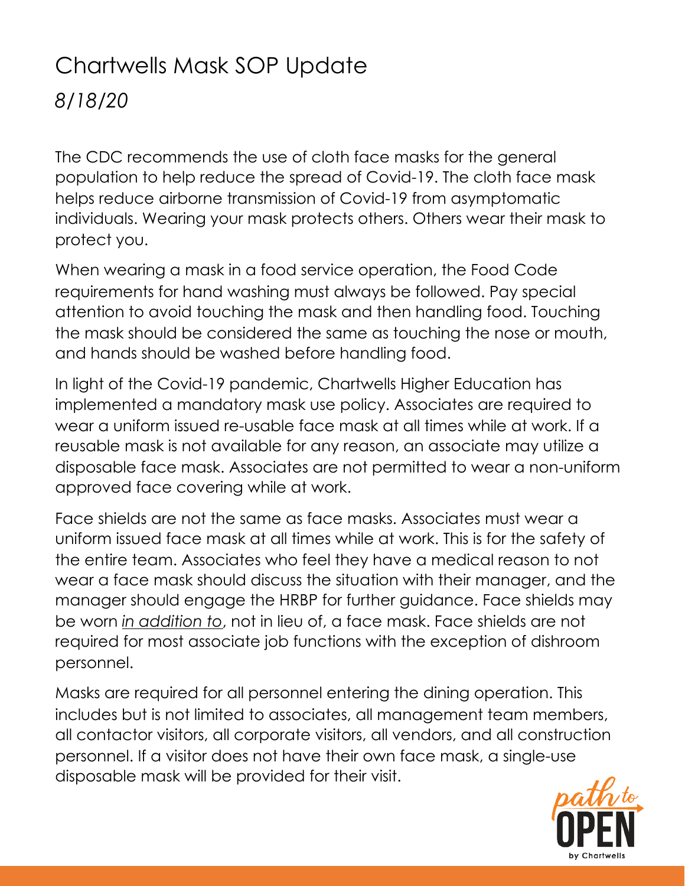# Chartwells Mask SOP Update

*8/18/20*

The CDC recommends the use of cloth face masks for the general population to help reduce the spread of Covid-19. The cloth face mask helps reduce airborne transmission of Covid-19 from asymptomatic individuals. Wearing your mask protects others. Others wear their mask to protect you.

When wearing a mask in a food service operation, the Food Code requirements for hand washing must always be followed. Pay special attention to avoid touching the mask and then handling food. Touching the mask should be considered the same as touching the nose or mouth, and hands should be washed before handling food.

In light of the Covid-19 pandemic, Chartwells Higher Education has implemented a mandatory mask use policy. Associates are required to wear a uniform issued re-usable face mask at all times while at work. If a reusable mask is not available for any reason, an associate may utilize a disposable face mask. Associates are not permitted to wear a non-uniform approved face covering while at work.

Face shields are not the same as face masks. Associates must wear a uniform issued face mask at all times while at work. This is for the safety of the entire team. Associates who feel they have a medical reason to not wear a face mask should discuss the situation with their manager, and the manager should engage the HRBP for further guidance. Face shields may be worn *in addition to*, not in lieu of, a face mask. Face shields are not required for most associate job functions with the exception of dishroom personnel.

Masks are required for all personnel entering the dining operation. This includes but is not limited to associates, all management team members, all contactor visitors, all corporate visitors, all vendors, and all construction personnel. If a visitor does not have their own face mask, a single-use disposable mask will be provided for their visit.

path to OPEN by Chartwells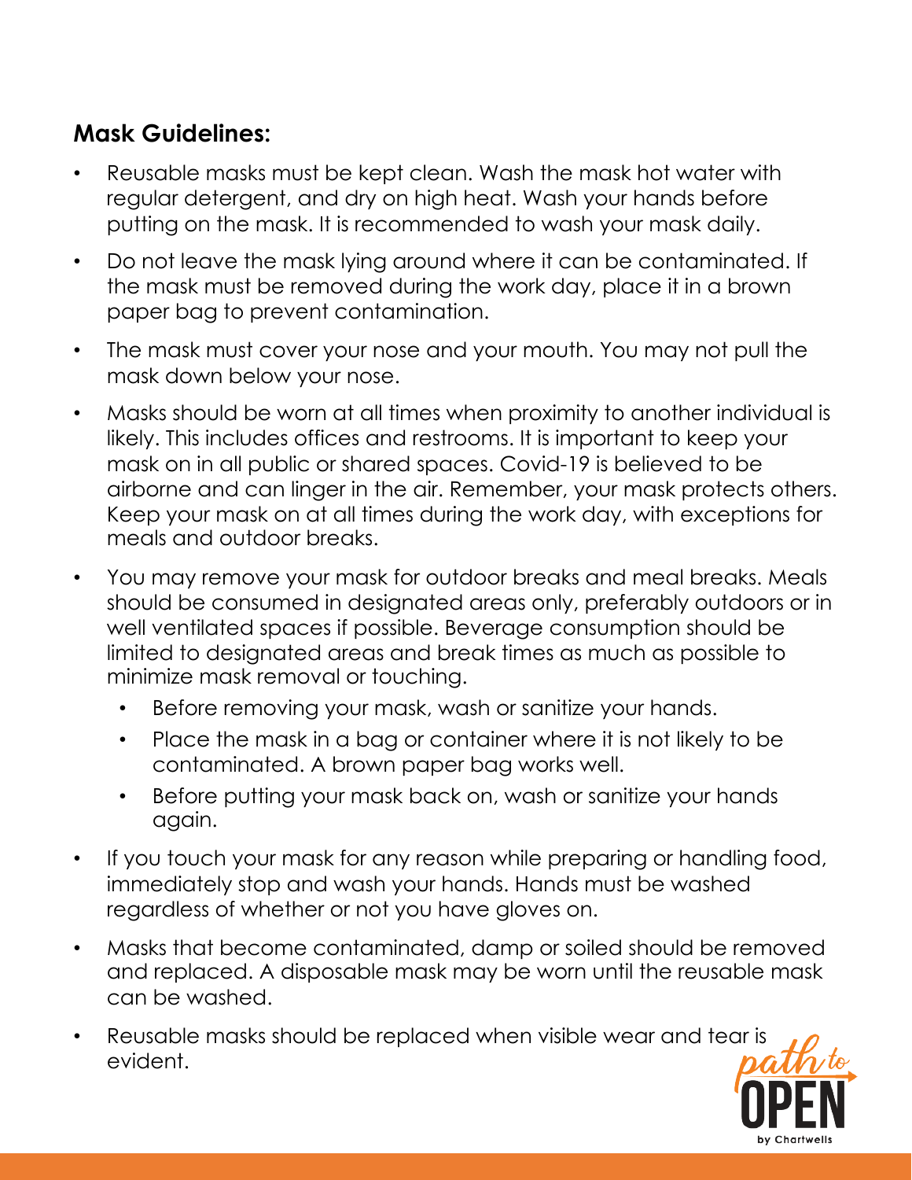**Mask Guidelines:**

- Reusable masks must be kept clean. Wash the mask hot water with regular detergent, and dry on high heat. Wash your hands before putting on the mask. It is recommended to wash your mask daily.
- Do not leave the mask lying around where it can be contaminated. If the mask must be removed during the work day, place it in a brown paper bag to prevent contamination.
- The mask must cover your nose and your mouth. You may not pull the mask down below your nose.
- Masks should be worn at all times when proximity to another individual is likely. This includes offices and restrooms. It is important to keep your mask on in all public or shared spaces. Covid-19 is believed to be airborne and can linger in the air. Remember, your mask protects others. Keep your mask on at all times during the work day, with exceptions for meals and outdoor breaks.
- You may remove your mask for outdoor breaks and meal breaks. Meals should be consumed in designated areas only, preferably outdoors or in well ventilated spaces if possible. Beverage consumption should be limited to designated areas and break times as much as possible to minimize mask removal or touching.
  - Before removing your mask, wash or sanitize your hands.
  - Place the mask in a bag or container where it is not likely to be contaminated. A brown paper bag works well.
  - Before putting your mask back on, wash or sanitize your hands again.
- If you touch your mask for any reason while preparing or handling food, immediately stop and wash your hands. Hands must be washed regardless of whether or not you have gloves on.
- Masks that become contaminated, damp or soiled should be removed and replaced. A disposable mask may be worn until the reusable mask can be washed.
- Reusable masks should be replaced when visible wear and tear is evident.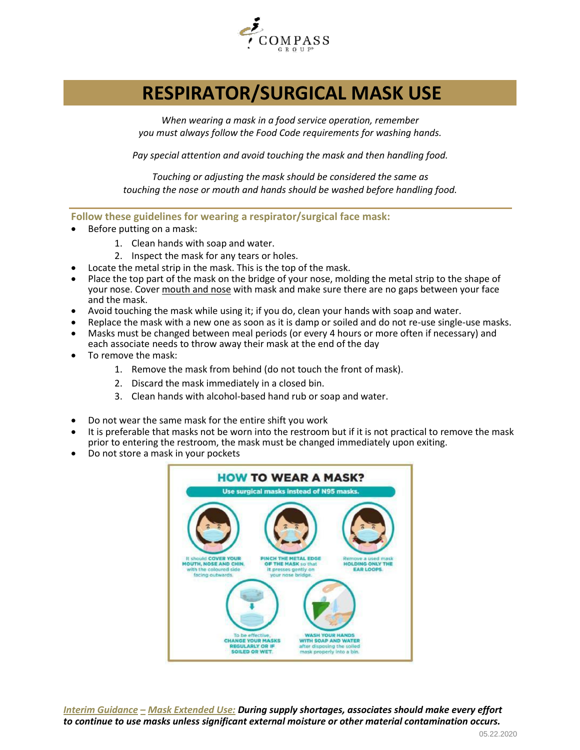# RESPIRATOR/SURGICAL MASK USE

*When wearing a mask in a food service operation, remember you must always follow the Food Code requirements for washing hands.*

*Pay special attention and avoid touching the mask and then handling food.*

*Touching or adjusting the mask should be considered the same as touching the nose or mouth and hands should be washed before handling food.*

---

**Follow these guidelines for wearing a respirator/surgical face mask:**

- Before putting on a mask:
  1. Clean hands with soap and water.
  2. Inspect the mask for any tears or holes.
- Locate the metal strip in the mask. This is the top of the mask.
- Place the top part of the mask on the bridge of your nose, molding the metal strip to the shape of your nose. Cover <u>mouth and nose</u> with mask and make sure there are no gaps between your face and the mask.
- Avoid touching the mask while using it; if you do, clean your hands with soap and water.
- Replace the mask with a new one as soon as it is damp or soiled and do not re-use single-use masks.
- Masks must be changed between meal periods (or every 4 hours or more often if necessary) and each associate needs to throw away their mask at the end of the day
- To remove the mask:
  1. Remove the mask from behind (do not touch the front of mask).
  2. Discard the mask immediately in a closed bin.
  3. Clean hands with alcohol-based hand rub or soap and water.

- Do not wear the same mask for the entire shift you work
- It is preferable that masks not be worn into the restroom but if it is not practical to remove the mask prior to entering the restroom, the mask must be changed immediately upon exiting.
- Do not store a mask in your pockets

HOW TO WEAR A MASK?

Use surgical masks instead of N95 masks.

It should COVER YOUR MOUTH, NOSE AND CHIN, with the coloured side facing outwards.

PINCH THE METAL EDGE OF THE MASK so that it presses gently on your nose bridge.

Remove a used mask HOLDING ONLY THE EAR LOOPS.

To be effective, CHANGE YOUR MASKS REGULARLY OR IF SOILED OR WET.

WASH YOUR HANDS WITH SOAP AND WATER after disposing the soiled mask properly into a bin.

***<u>Interim Guidance – Mask Extended Use:</u> During supply shortages, associates should make every effort to continue to use masks unless significant external moisture or other material contamination occurs.***

05.22.2020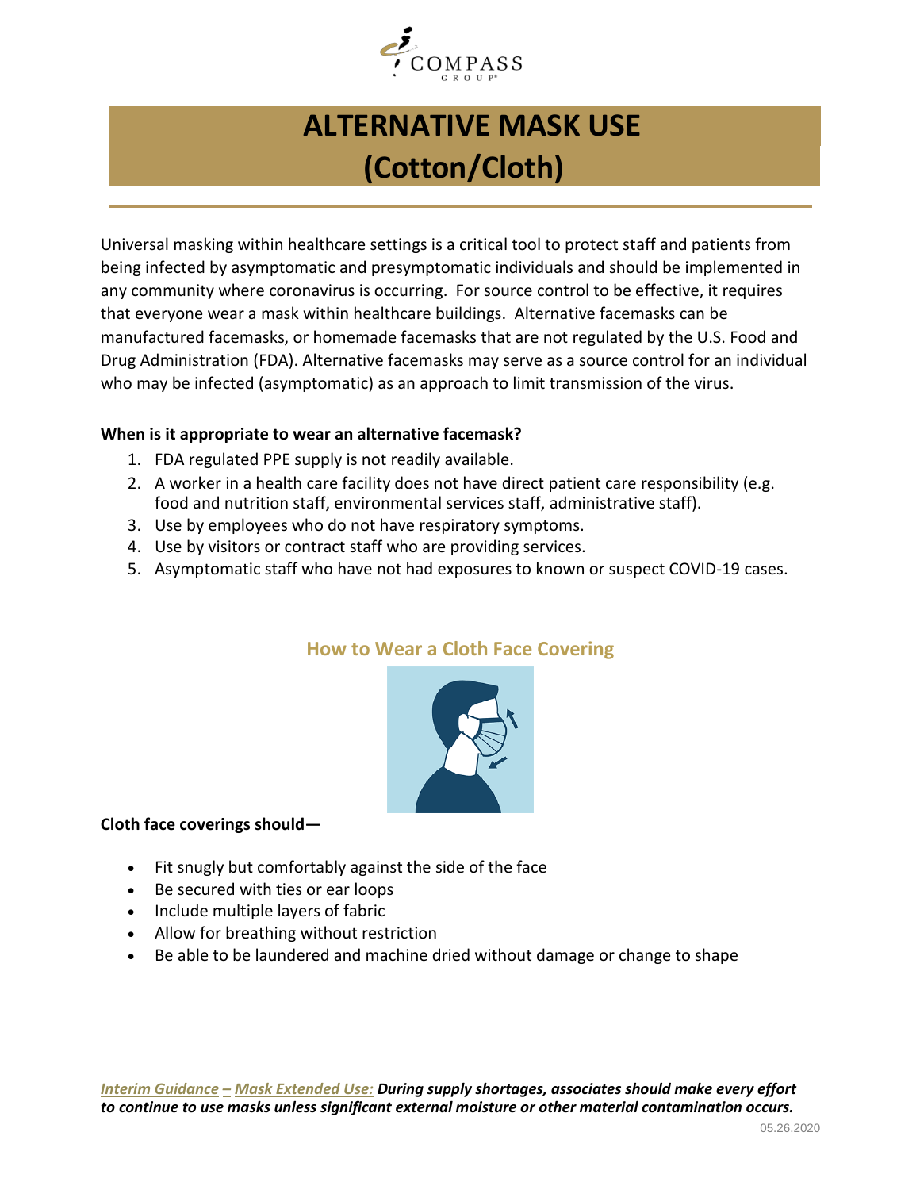# ALTERNATIVE MASK USE (Cotton/Cloth)

Universal masking within healthcare settings is a critical tool to protect staff and patients from being infected by asymptomatic and presymptomatic individuals and should be implemented in any community where coronavirus is occurring. For source control to be effective, it requires that everyone wear a mask within healthcare buildings. Alternative facemasks can be manufactured facemasks, or homemade facemasks that are not regulated by the U.S. Food and Drug Administration (FDA). Alternative facemasks may serve as a source control for an individual who may be infected (asymptomatic) as an approach to limit transmission of the virus.

**When is it appropriate to wear an alternative facemask?**

1. FDA regulated PPE supply is not readily available.
2. A worker in a health care facility does not have direct patient care responsibility (e.g. food and nutrition staff, environmental services staff, administrative staff).
3. Use by employees who do not have respiratory symptoms.
4. Use by visitors or contract staff who are providing services.
5. Asymptomatic staff who have not had exposures to known or suspect COVID-19 cases.

## How to Wear a Cloth Face Covering

**Cloth face coverings should—**

- Fit snugly but comfortably against the side of the face
- Be secured with ties or ear loops
- Include multiple layers of fabric
- Allow for breathing without restriction
- Be able to be laundered and machine dried without damage or change to shape

***Interim Guidance – Mask Extended Use:* During supply shortages, associates should make every effort to continue to use masks unless significant external moisture or other material contamination occurs.**

05.26.2020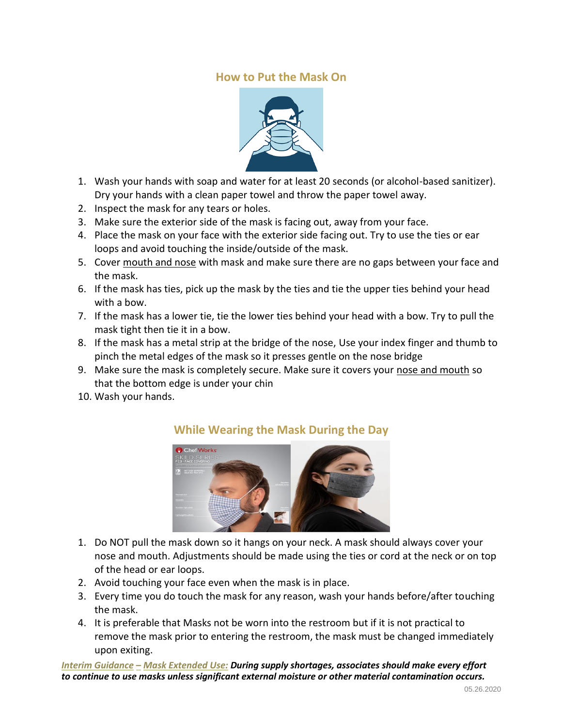## How to Put the Mask On

1. Wash your hands with soap and water for at least 20 seconds (or alcohol-based sanitizer). Dry your hands with a clean paper towel and throw the paper towel away.
2. Inspect the mask for any tears or holes.
3. Make sure the exterior side of the mask is facing out, away from your face.
4. Place the mask on your face with the exterior side facing out. Try to use the ties or ear loops and avoid touching the inside/outside of the mask.
5. Cover <u>mouth and nose</u> with mask and make sure there are no gaps between your face and the mask.
6. If the mask has ties, pick up the mask by the ties and tie the upper ties behind your head with a bow.
7. If the mask has a lower tie, tie the lower ties behind your head with a bow. Try to pull the mask tight then tie it in a bow.
8. If the mask has a metal strip at the bridge of the nose, Use your index finger and thumb to pinch the metal edges of the mask so it presses gentle on the nose bridge
9. Make sure the mask is completely secure. Make sure it covers your <u>nose and mouth</u> so that the bottom edge is under your chin
10. Wash your hands.

## While Wearing the Mask During the Day

1. Do NOT pull the mask down so it hangs on your neck. A mask should always cover your nose and mouth. Adjustments should be made using the ties or cord at the neck or on top of the head or ear loops.
2. Avoid touching your face even when the mask is in place.
3. Every time you do touch the mask for any reason, wash your hands before/after touching the mask.
4. It is preferable that Masks not be worn into the restroom but if it is not practical to remove the mask prior to entering the restroom, the mask must be changed immediately upon exiting.

***Interim Guidance – Mask Extended Use:* During supply shortages, associates should make every effort to continue to use masks unless significant external moisture or other material contamination occurs.**

05.26.2020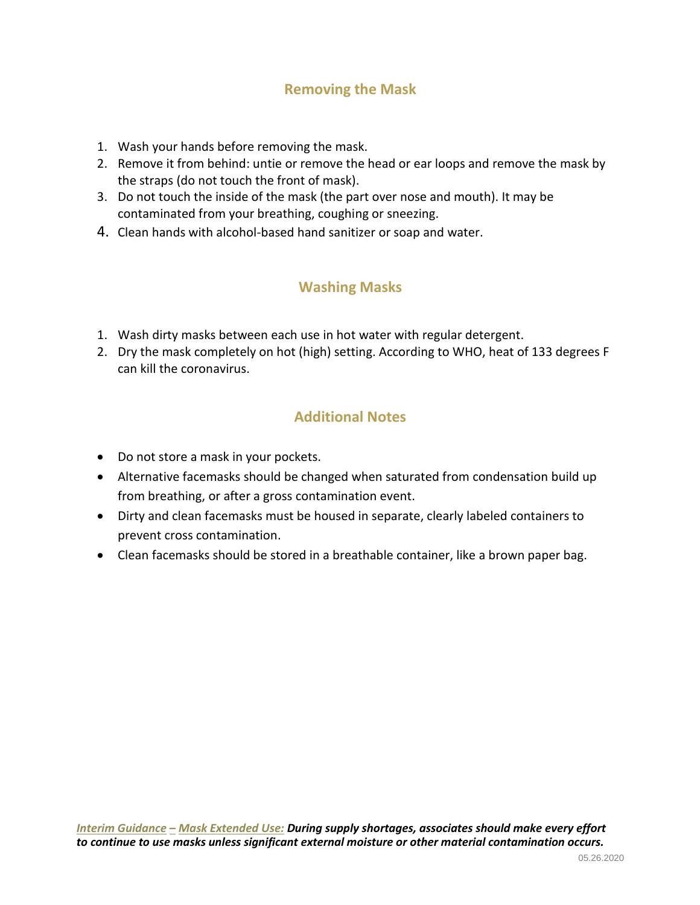## Removing the Mask

1. Wash your hands before removing the mask.
2. Remove it from behind: untie or remove the head or ear loops and remove the mask by the straps (do not touch the front of mask).
3. Do not touch the inside of the mask (the part over nose and mouth). It may be contaminated from your breathing, coughing or sneezing.
4. Clean hands with alcohol-based hand sanitizer or soap and water.

## Washing Masks

1. Wash dirty masks between each use in hot water with regular detergent.
2. Dry the mask completely on hot (high) setting. According to WHO, heat of 133 degrees F can kill the coronavirus.

## Additional Notes

- Do not store a mask in your pockets.
- Alternative facemasks should be changed when saturated from condensation build up from breathing, or after a gross contamination event.
- Dirty and clean facemasks must be housed in separate, clearly labeled containers to prevent cross contamination.
- Clean facemasks should be stored in a breathable container, like a brown paper bag.

***Interim Guidance – Mask Extended Use:* During supply shortages, associates should make every effort to continue to use masks unless significant external moisture or other material contamination occurs.**

05.26.2020